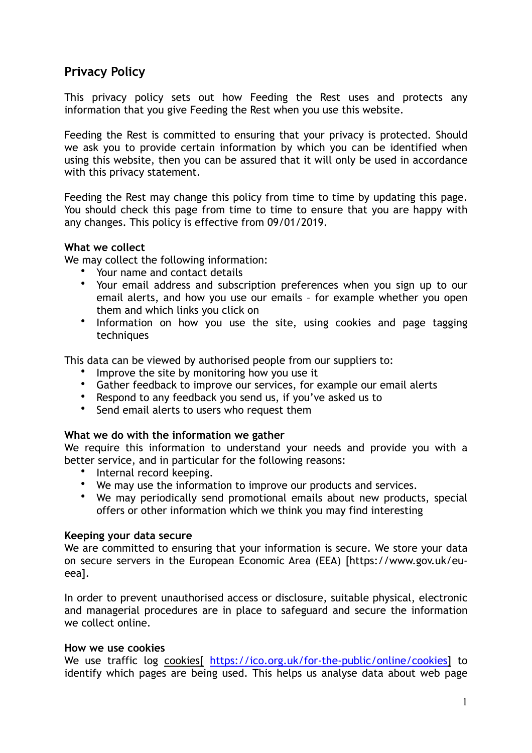## Privacy Policy

This privacy policy sets out how Feeding the Rest uses and protects any information that you give Feeding the Rest when you use this website.

Feeding the Rest is committed to ensuring that your privacy is protected. Should we ask you to provide certain information by which you can be identified when using this website, then you can be assured that it will only be used in accordance with this privacy statement.

Feeding the Rest may change this policy from time to time by updating this page. You should check this page from time to time to ensure that you are happy with any changes. This policy is effective from 09/01/2019.

**What we collect**

We may collect the following information:

- Your name and contact details
- Your email address and subscription preferences when you sign up to our email alerts, and how you use our emails – for example whether you open them and which links you click on
- Information on how you use the site, using cookies and page tagging techniques

This data can be viewed by authorised people from our suppliers to:

- Improve the site by monitoring how you use it
- Gather feedback to improve our services, for example our email alerts
- Respond to any feedback you send us, if you've asked us to
- Send email alerts to users who request them

**What we do with the information we gather**

We require this information to understand your needs and provide you with a better service, and in particular for the following reasons:

- Internal record keeping.
- We may use the information to improve our products and services.
- We may periodically send promotional emails about new products, special offers or other information which we think you may find interesting

**Keeping your data secure**

We are committed to ensuring that your information is secure. We store your data on secure servers in the European Economic Area (EEA) [https://www.gov.uk/eu-eea].

In order to prevent unauthorised access or disclosure, suitable physical, electronic and managerial procedures are in place to safeguard and secure the information we collect online.

**How we use cookies**

We use traffic log cookies[ https://ico.org.uk/for-the-public/online/cookies] to identify which pages are being used. This helps us analyse data about web page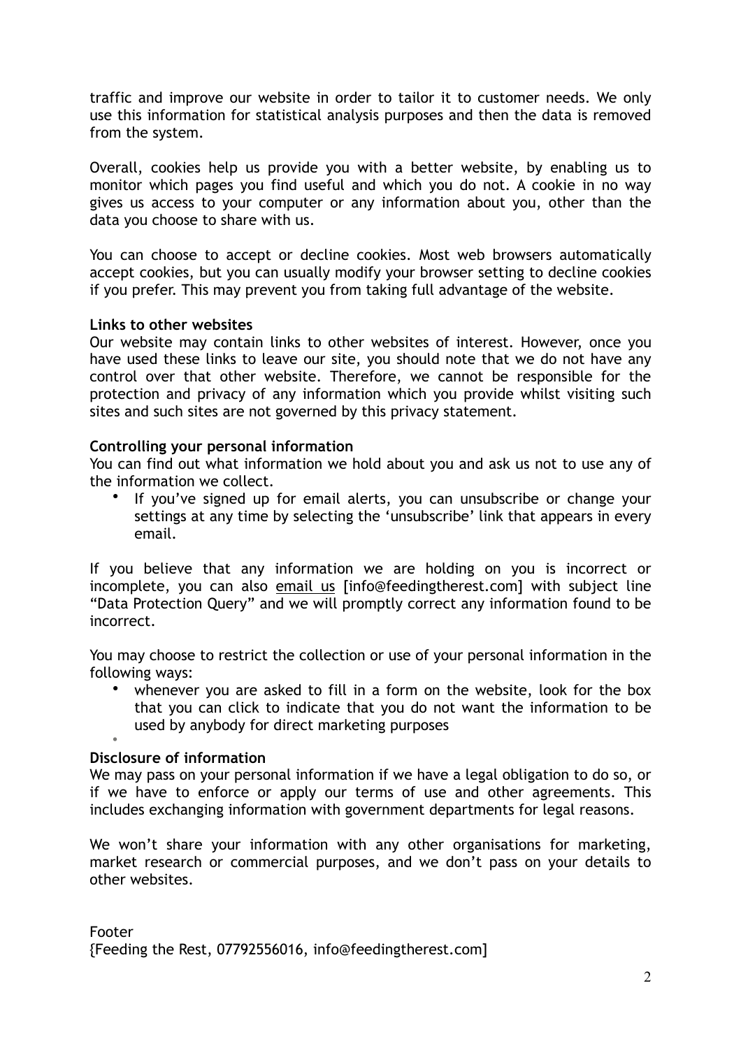traffic and improve our website in order to tailor it to customer needs. We only use this information for statistical analysis purposes and then the data is removed from the system.

Overall, cookies help us provide you with a better website, by enabling us to monitor which pages you find useful and which you do not. A cookie in no way gives us access to your computer or any information about you, other than the data you choose to share with us.

You can choose to accept or decline cookies. Most web browsers automatically accept cookies, but you can usually modify your browser setting to decline cookies if you prefer. This may prevent you from taking full advantage of the website.

**Links to other websites**

Our website may contain links to other websites of interest. However, once you have used these links to leave our site, you should note that we do not have any control over that other website. Therefore, we cannot be responsible for the protection and privacy of any information which you provide whilst visiting such sites and such sites are not governed by this privacy statement.

**Controlling your personal information**

You can find out what information we hold about you and ask us not to use any of the information we collect.

- If you've signed up for email alerts, you can unsubscribe or change your settings at any time by selecting the 'unsubscribe' link that appears in every email.

If you believe that any information we are holding on you is incorrect or incomplete, you can also email us [info@feedingtherest.com] with subject line "Data Protection Query" and we will promptly correct any information found to be incorrect.

You may choose to restrict the collection or use of your personal information in the following ways:

- whenever you are asked to fill in a form on the website, look for the box that you can click to indicate that you do not want the information to be used by anybody for direct marketing purposes

**Disclosure of information**

We may pass on your personal information if we have a legal obligation to do so, or if we have to enforce or apply our terms of use and other agreements. This includes exchanging information with government departments for legal reasons.

We won't share your information with any other organisations for marketing, market research or commercial purposes, and we don't pass on your details to other websites.

Footer

{Feeding the Rest, 07792556016, info@feedingtherest.com]